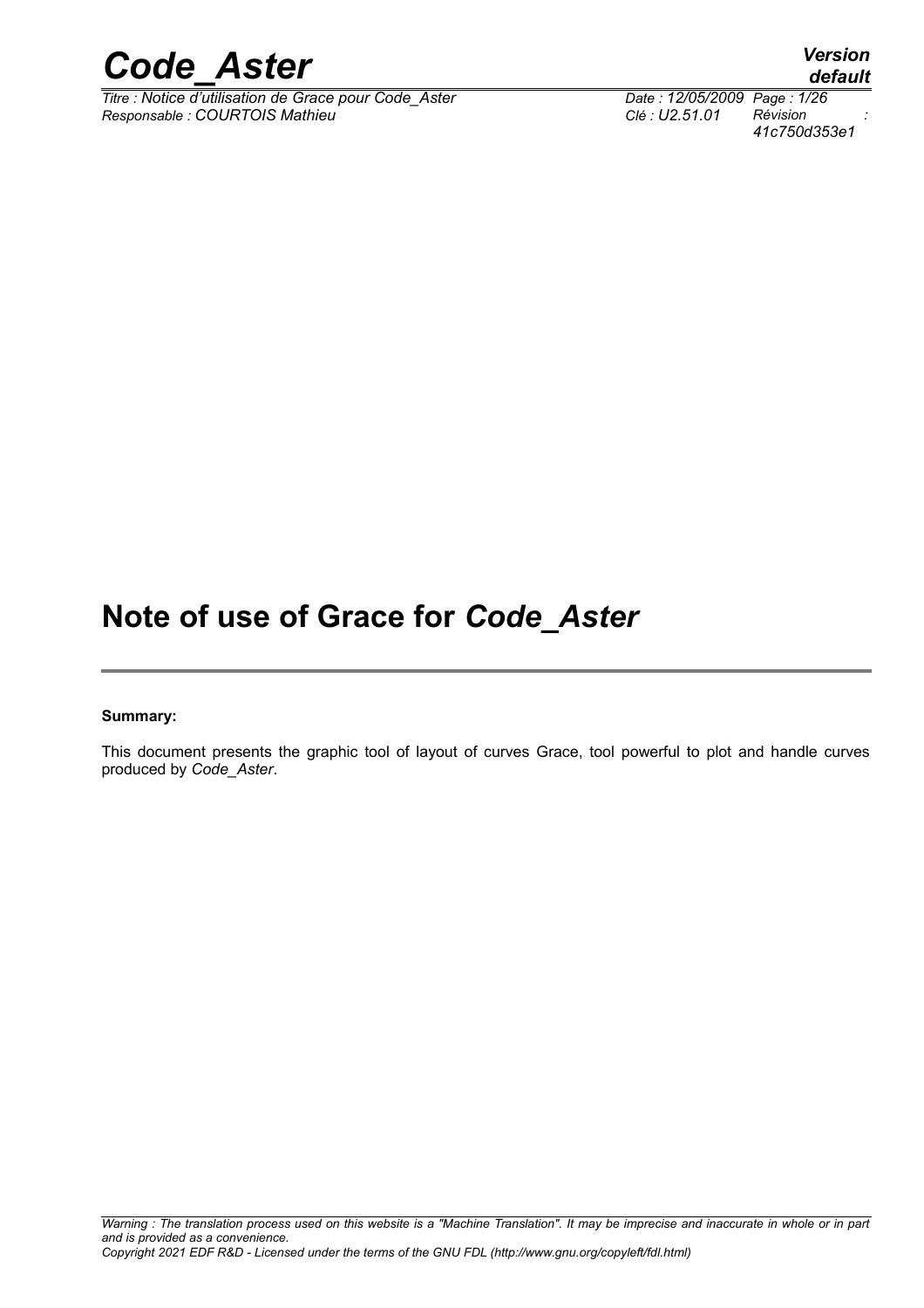# Note of use of Grace for *Code_Aster*

**Summary:**

This document presents the graphic tool of layout of curves Grace, tool powerful to plot and handle curves produced by *Code_Aster*.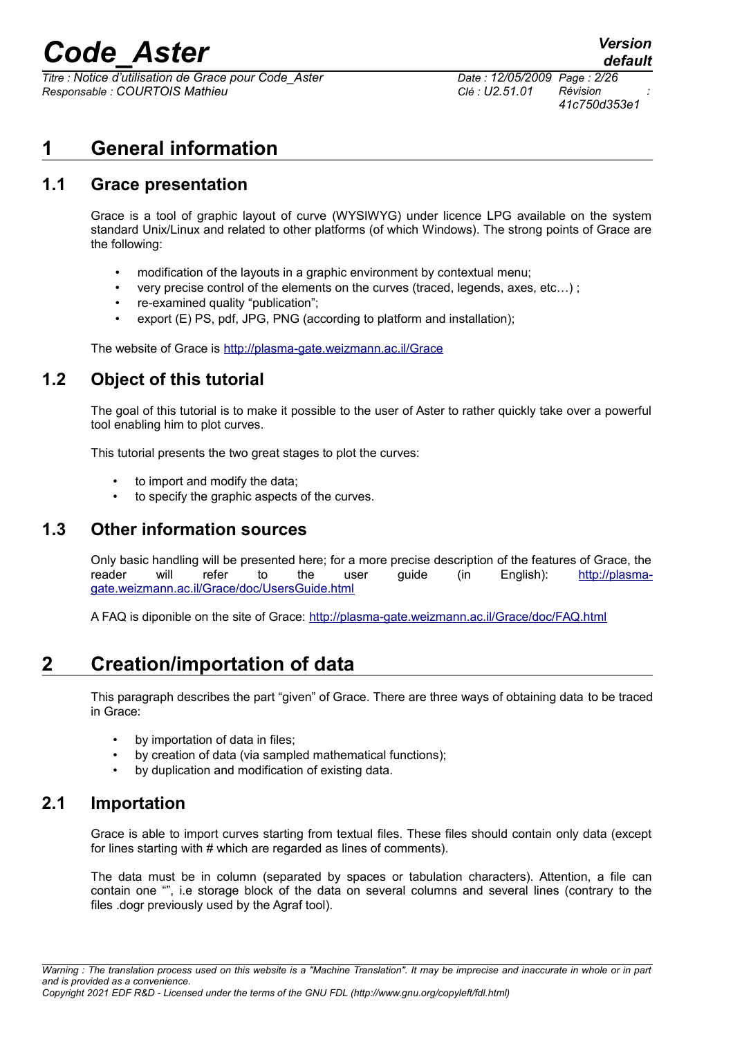# 1 General information

## 1.1 Grace presentation

Grace is a tool of graphic layout of curve (WYSIWYG) under licence LPG available on the system standard Unix/Linux and related to other platforms (of which Windows). The strong points of Grace are the following:

- modification of the layouts in a graphic environment by contextual menu;
- very precise control of the elements on the curves (traced, legends, axes, etc…) ;
- re-examined quality "publication";
- export (E) PS, pdf, JPG, PNG (according to platform and installation);

The website of Grace is http://plasma-gate.weizmann.ac.il/Grace

## 1.2 Object of this tutorial

The goal of this tutorial is to make it possible to the user of Aster to rather quickly take over a powerful tool enabling him to plot curves.

This tutorial presents the two great stages to plot the curves:

- to import and modify the data;
- to specify the graphic aspects of the curves.

## 1.3 Other information sources

Only basic handling will be presented here; for a more precise description of the features of Grace, the reader will refer to the user guide (in English): http://plasma-gate.weizmann.ac.il/Grace/doc/UsersGuide.html

A FAQ is diponible on the site of Grace: http://plasma-gate.weizmann.ac.il/Grace/doc/FAQ.html

# 2 Creation/importation of data

This paragraph describes the part "given" of Grace. There are three ways of obtaining data to be traced in Grace:

- by importation of data in files;
- by creation of data (via sampled mathematical functions);
- by duplication and modification of existing data.

## 2.1 Importation

Grace is able to import curves starting from textual files. These files should contain only data (except for lines starting with # which are regarded as lines of comments).

The data must be in column (separated by spaces or tabulation characters). Attention, a file can contain one "", i.e storage block of the data on several columns and several lines (contrary to the files .dogr previously used by the Agraf tool).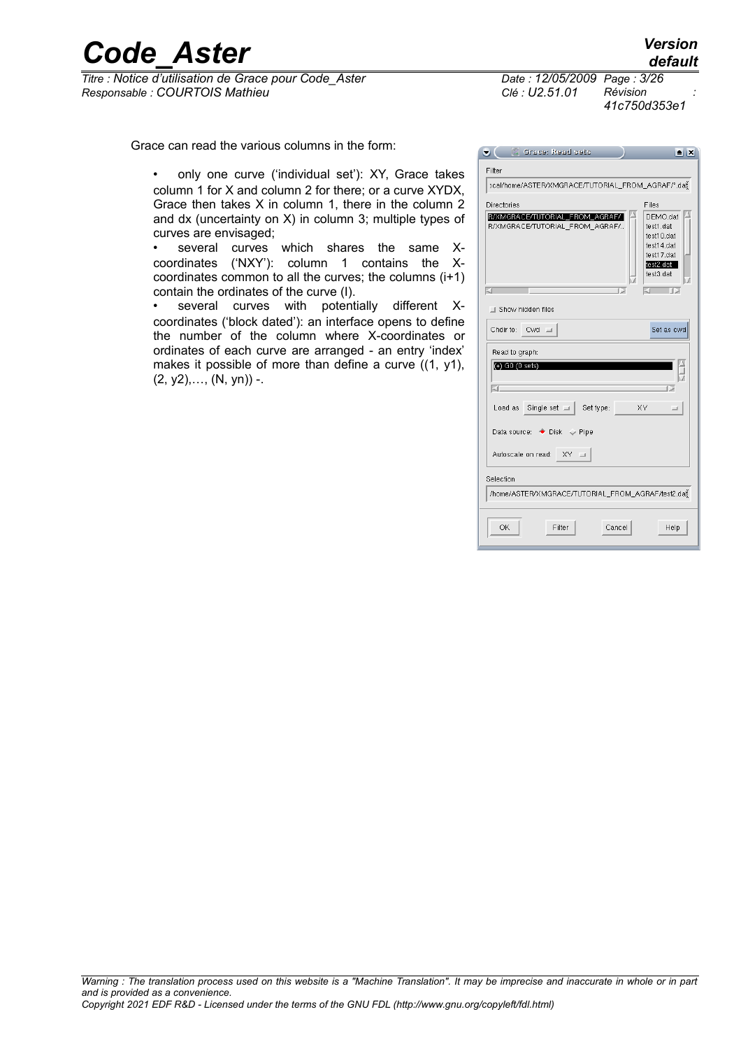Grace can read the various columns in the form:

- only one curve ('individual set'): XY, Grace takes column 1 for X and column 2 for there; or a curve XYDX, Grace then takes X in column 1, there in the column 2 and dx (uncertainty on X) in column 3; multiple types of curves are envisaged;
- several curves which shares the same X-coordinates ('NXY'): column 1 contains the X-coordinates common to all the curves; the columns (i+1) contain the ordinates of the curve (I).
- several curves with potentially different X-coordinates ('block dated'): an interface opens to define the number of the column where X-coordinates or ordinates of each curve are arranged - an entry 'index' makes it possible of more than define a curve ((1, y1), (2, y2),…, (N, yn)) -.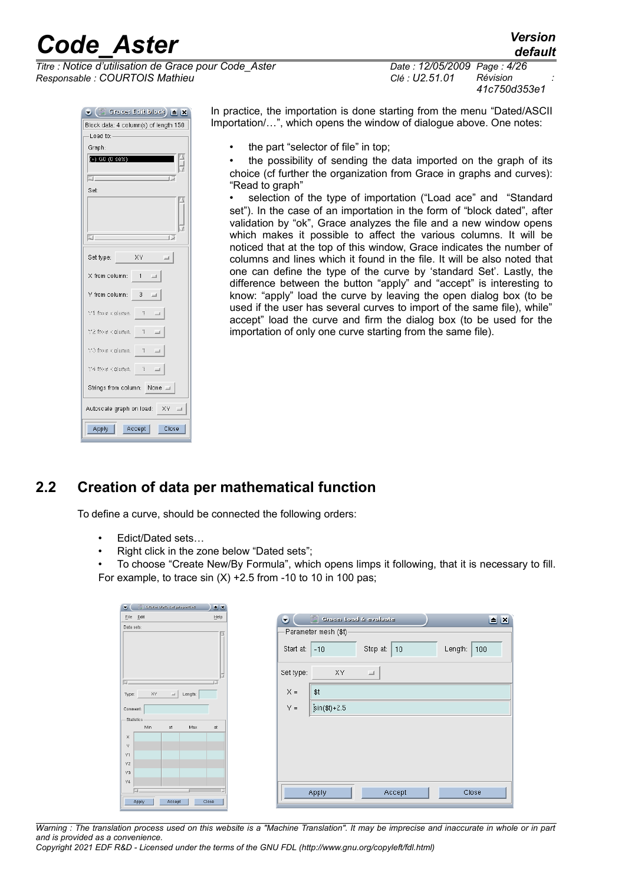In practice, the importation is done starting from the menu "Dated/ASCII Importation/…", which opens the window of dialogue above. One notes:

- the part "selector of file" in top;
- the possibility of sending the data imported on the graph of its choice (cf further the organization from Grace in graphs and curves): "Read to graph"
- selection of the type of importation ("Load ace" and "Standard set"). In the case of an importation in the form of "block dated", after validation by "ok", Grace analyzes the file and a new window opens which makes it possible to affect the various columns. It will be noticed that at the top of this window, Grace indicates the number of columns and lines which it found in the file. It will be also noted that one can define the type of the curve by 'standard Set'. Lastly, the difference between the button "apply" and "accept" is interesting to know: "apply" load the curve by leaving the open dialog box (to be used if the user has several curves to import of the same file), while" accept" load the curve and firm the dialog box (to be used for the importation of only one curve starting from the same file).

## 2.2 Creation of data per mathematical function

To define a curve, should be connected the following orders:

- Edict/Dated sets…
- Right click in the zone below "Dated sets";
- To choose "Create New/By Formula", which opens limps it following, that it is necessary to fill.

For example, to trace sin (X) +2.5 from -10 to 10 in 100 pas;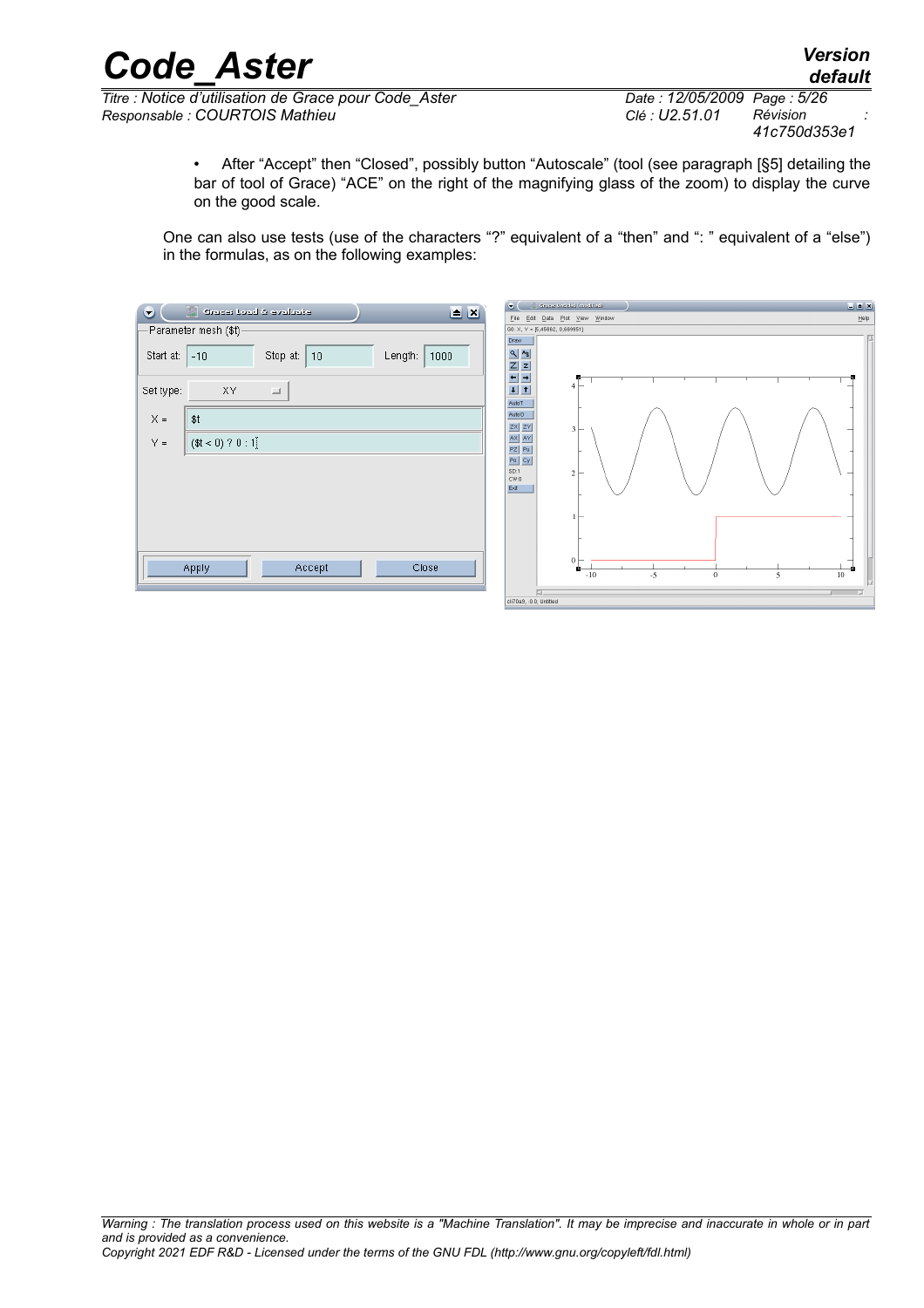- After “Accept” then “Closed”, possibly button “Autoscale” (tool (see paragraph [§5] detailing the bar of tool of Grace) “ACE” on the right of the magnifying glass of the zoom) to display the curve on the good scale.

One can also use tests (use of the characters “?” equivalent of a “then” and “: ” equivalent of a “else”) in the formulas, as on the following examples: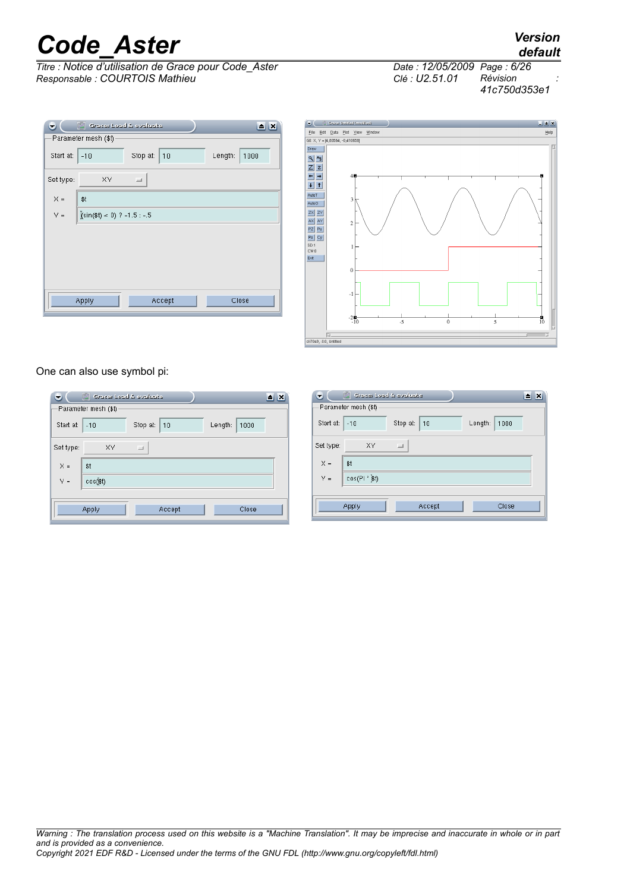One can also use symbol pi: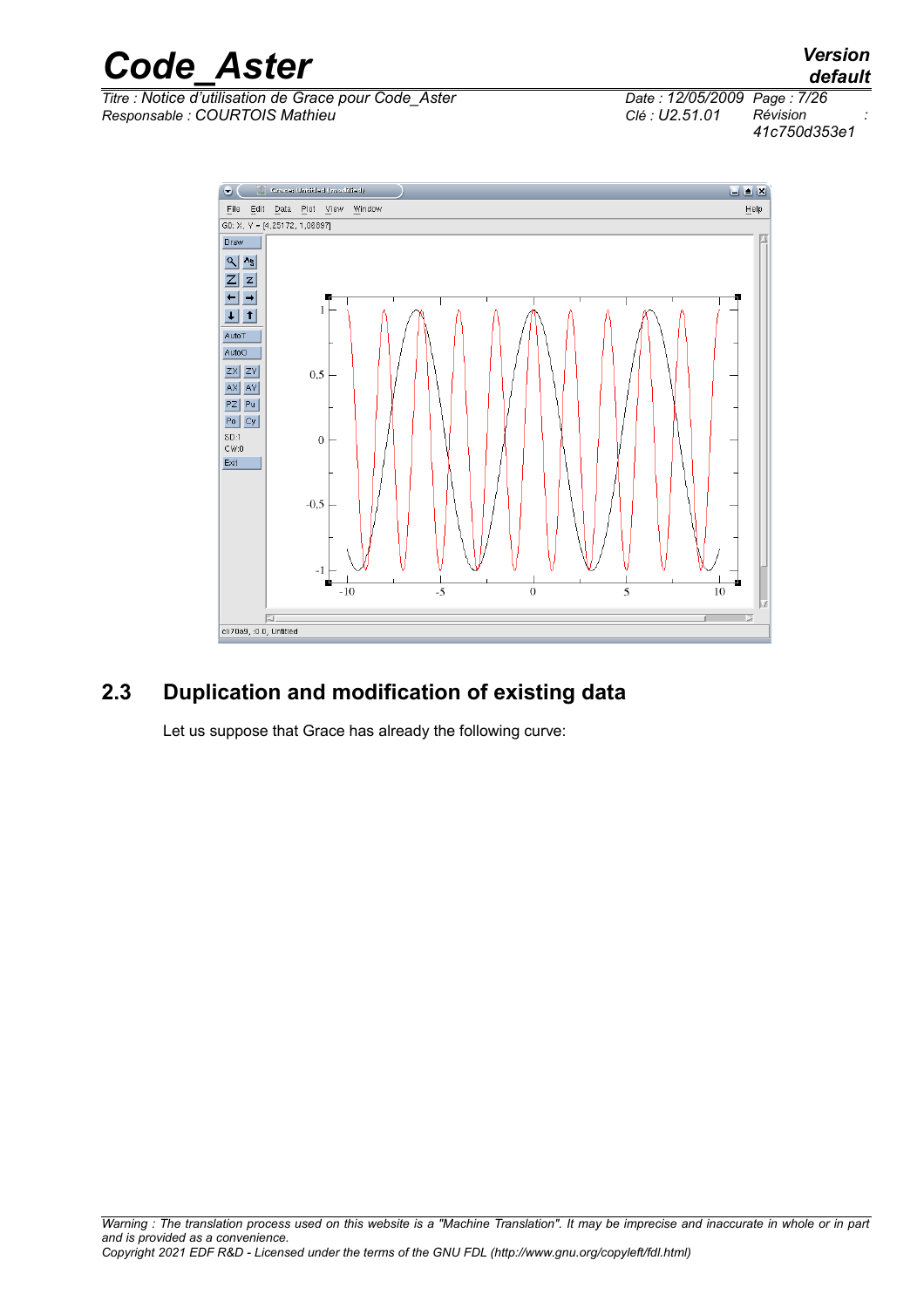## 2.3 Duplication and modification of existing data

Let us suppose that Grace has already the following curve: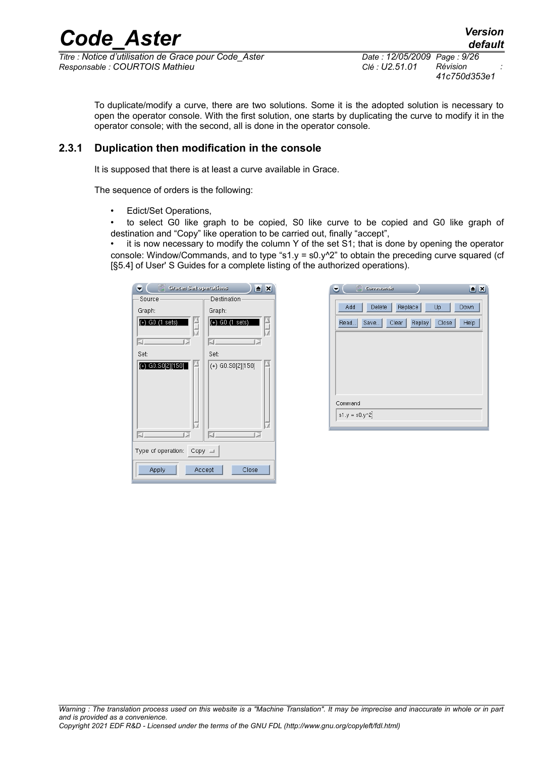To duplicate/modify a curve, there are two solutions. Some it is the adopted solution is necessary to open the operator console. With the first solution, one starts by duplicating the curve to modify it in the operator console; with the second, all is done in the operator console.

### 2.3.1 Duplication then modification in the console

It is supposed that there is at least a curve available in Grace.

The sequence of orders is the following:

- Edict/Set Operations,
- to select G0 like graph to be copied, S0 like curve to be copied and G0 like graph of destination and “Copy” like operation to be carried out, finally “accept”,
- it is now necessary to modify the column Y of the set S1; that is done by opening the operator console: Window/Commands, and to type “s1.y = s0.y^2” to obtain the preceding curve squared (cf [§5.4] of User' S Guides for a complete listing of the authorized operations).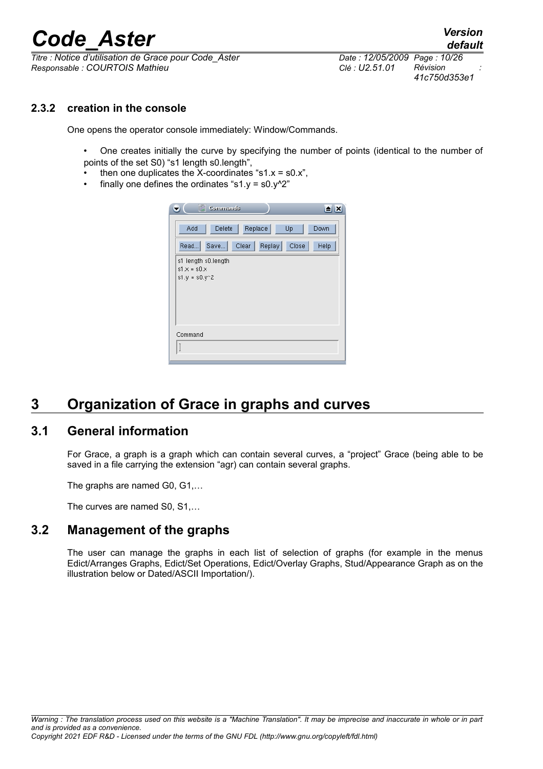### 2.3.2 creation in the console

One opens the operator console immediately: Window/Commands.

- One creates initially the curve by specifying the number of points (identical to the number of points of the set S0) "s1 length s0.length",
- then one duplicates the X-coordinates "s1.x = s0.x",
- finally one defines the ordinates "s1.y = s0.y^2"

# 3 Organization of Grace in graphs and curves

## 3.1 General information

For Grace, a graph is a graph which can contain several curves, a "project" Grace (being able to be saved in a file carrying the extension "agr) can contain several graphs.

The graphs are named G0, G1,…

The curves are named S0, S1,…

## 3.2 Management of the graphs

The user can manage the graphs in each list of selection of graphs (for example in the menus Edict/Arranges Graphs, Edict/Set Operations, Edict/Overlay Graphs, Stud/Appearance Graph as on the illustration below or Dated/ASCII Importation/).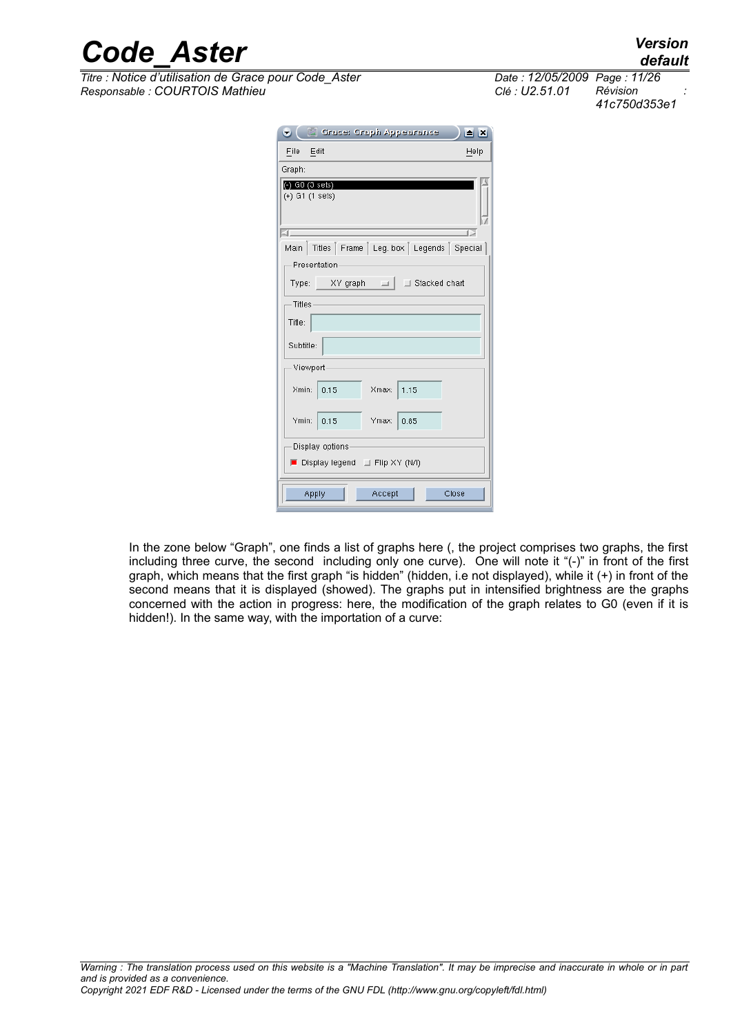In the zone below "Graph", one finds a list of graphs here (, the project comprises two graphs, the first including three curve, the second including only one curve). One will note it "(-)" in front of the first graph, which means that the first graph "is hidden" (hidden, i.e not displayed), while it (+) in front of the second means that it is displayed (showed). The graphs put in intensified brightness are the graphs concerned with the action in progress: here, the modification of the graph relates to G0 (even if it is hidden!). In the same way, with the importation of a curve: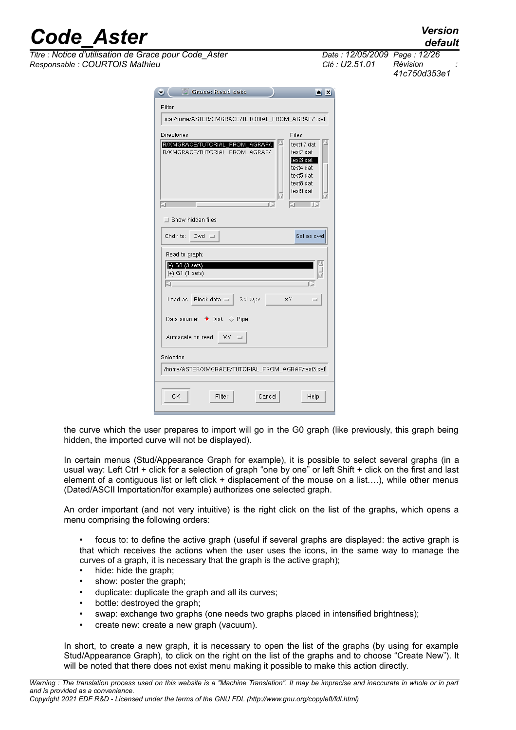the curve which the user prepares to import will go in the G0 graph (like previously, this graph being hidden, the imported curve will not be displayed).

In certain menus (Stud/Appearance Graph for example), it is possible to select several graphs (in a usual way: Left Ctrl + click for a selection of graph "one by one" or left Shift + click on the first and last element of a contiguous list or left click + displacement of the mouse on a list….), while other menus (Dated/ASCII Importation/for example) authorizes one selected graph.

An order important (and not very intuitive) is the right click on the list of the graphs, which opens a menu comprising the following orders:

- focus to: to define the active graph (useful if several graphs are displayed: the active graph is that which receives the actions when the user uses the icons, in the same way to manage the curves of a graph, it is necessary that the graph is the active graph);
- hide: hide the graph;
- show: poster the graph;
- duplicate: duplicate the graph and all its curves;
- bottle: destroyed the graph;
- swap: exchange two graphs (one needs two graphs placed in intensified brightness);
- create new: create a new graph (vacuum).

In short, to create a new graph, it is necessary to open the list of the graphs (by using for example Stud/Appearance Graph), to click on the right on the list of the graphs and to choose "Create New"). It will be noted that there does not exist menu making it possible to make this action directly.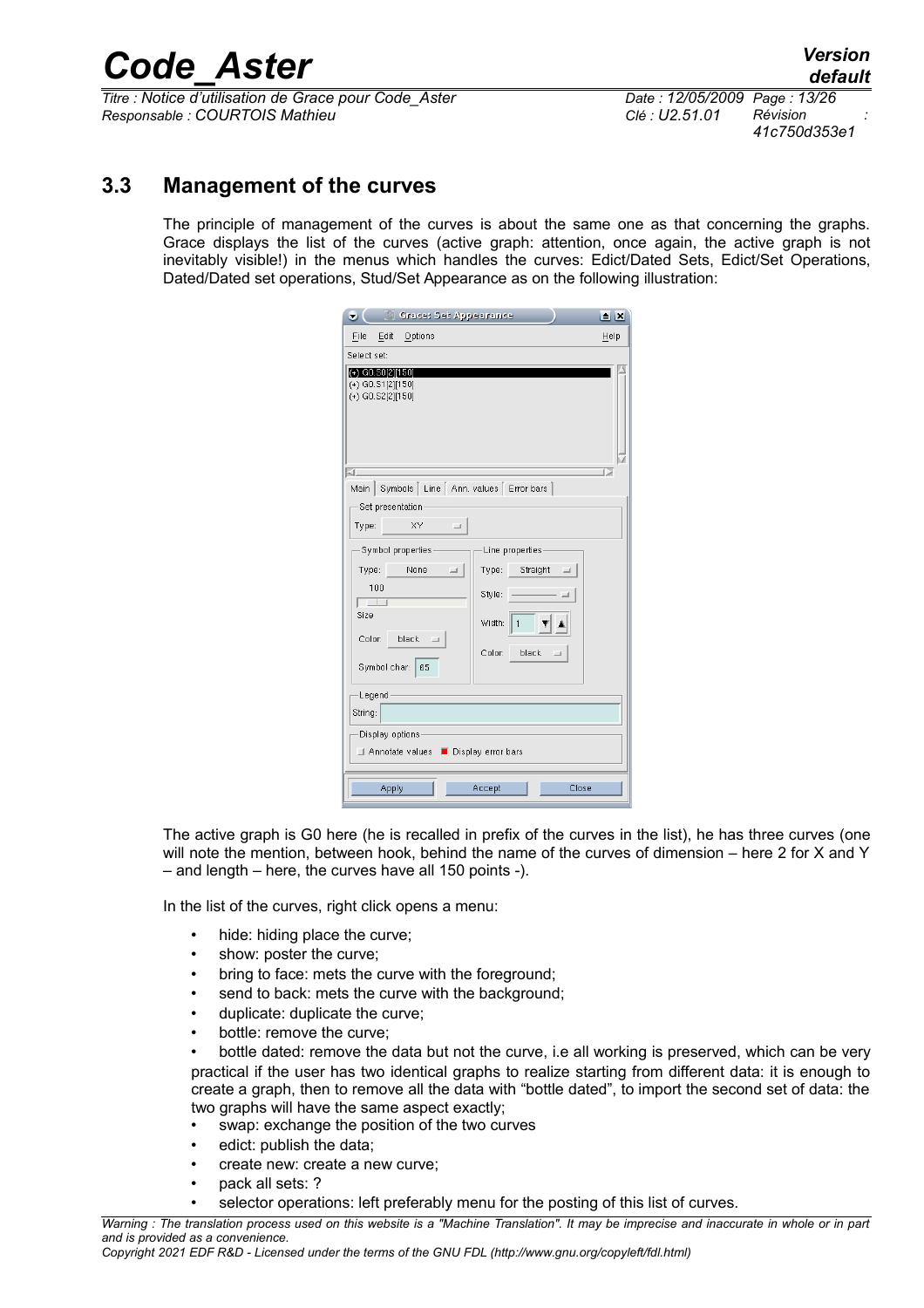## 3.3 Management of the curves

The principle of management of the curves is about the same one as that concerning the graphs. Grace displays the list of the curves (active graph: attention, once again, the active graph is not inevitably visible!) in the menus which handles the curves: Edict/Dated Sets, Edict/Set Operations, Dated/Dated set operations, Stud/Set Appearance as on the following illustration:

The active graph is G0 here (he is recalled in prefix of the curves in the list), he has three curves (one will note the mention, between hook, behind the name of the curves of dimension – here 2 for X and Y – and length – here, the curves have all 150 points -).

In the list of the curves, right click opens a menu:

- hide: hiding place the curve;
- show: poster the curve;
- bring to face: mets the curve with the foreground;
- send to back: mets the curve with the background;
- duplicate: duplicate the curve;
- bottle: remove the curve;
- bottle dated: remove the data but not the curve, i.e all working is preserved, which can be very practical if the user has two identical graphs to realize starting from different data: it is enough to create a graph, then to remove all the data with "bottle dated", to import the second set of data: the two graphs will have the same aspect exactly;
- swap: exchange the position of the two curves
- edict: publish the data;
- create new: create a new curve;
- pack all sets: ?
- selector operations: left preferably menu for the posting of this list of curves.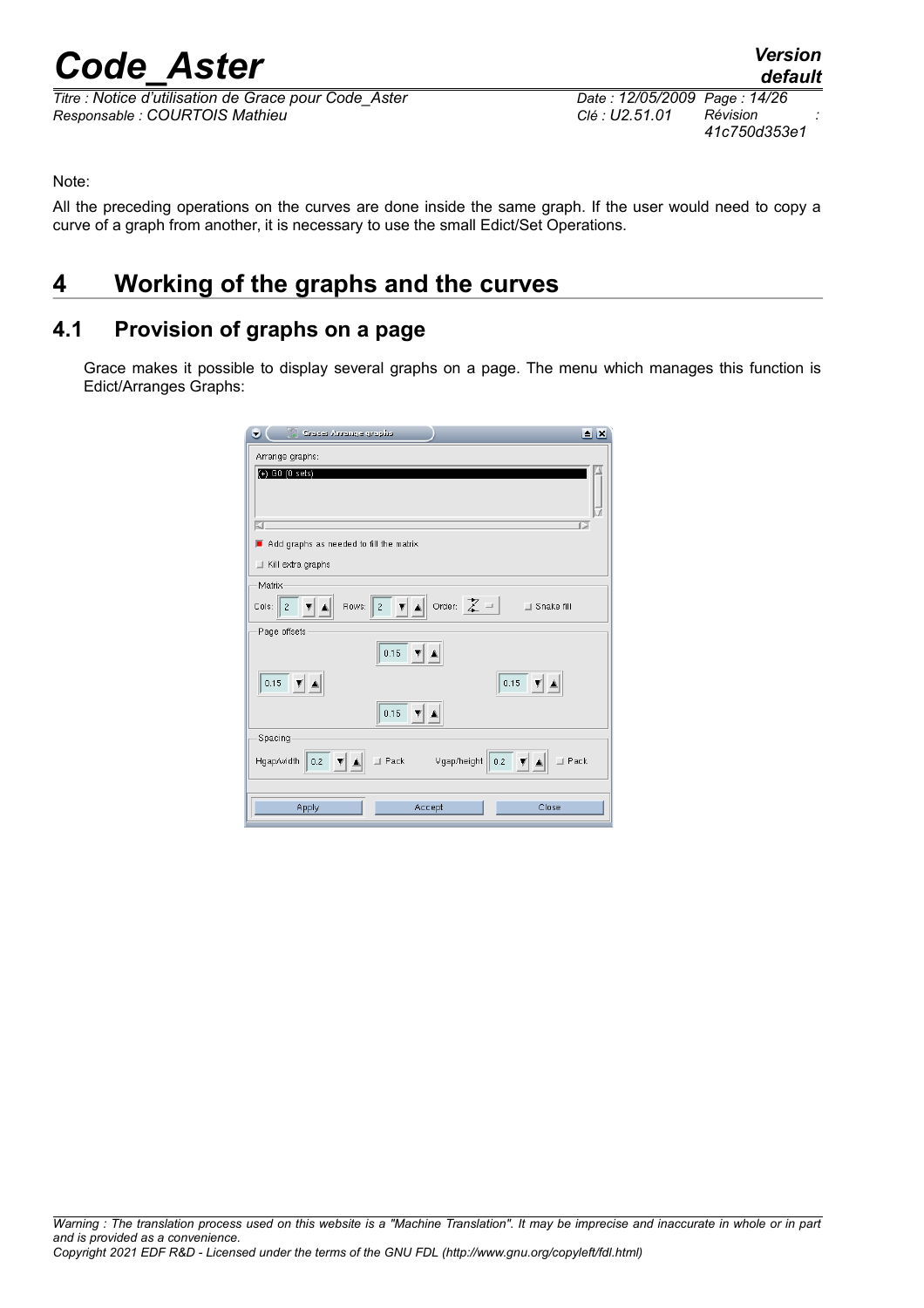Note:

All the preceding operations on the curves are done inside the same graph. If the user would need to copy a curve of a graph from another, it is necessary to use the small Edict/Set Operations.

# 4 Working of the graphs and the curves

## 4.1 Provision of graphs on a page

Grace makes it possible to display several graphs on a page. The menu which manages this function is Edict/Arranges Graphs: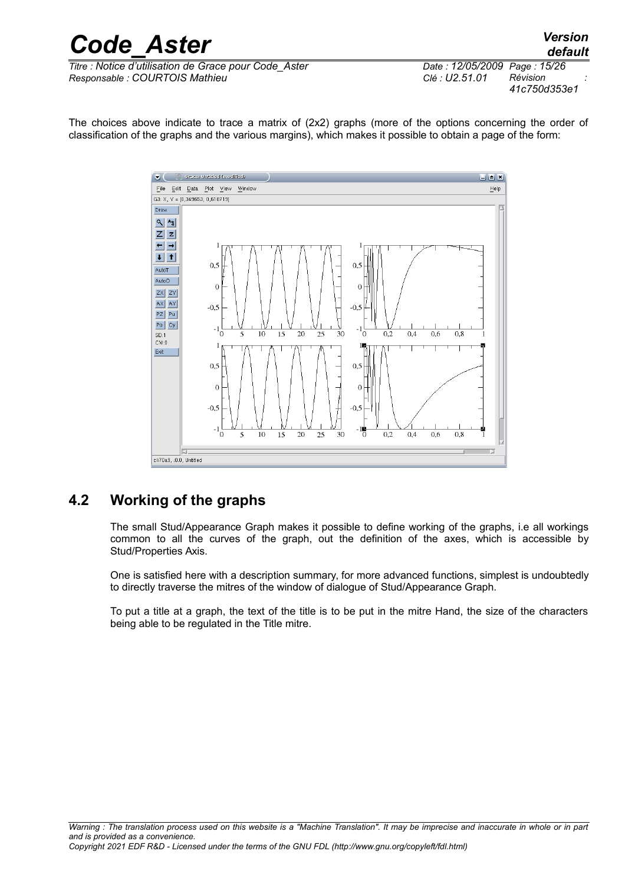The choices above indicate to trace a matrix of (2x2) graphs (more of the options concerning the order of classification of the graphs and the various margins), which makes it possible to obtain a page of the form:

## 4.2 Working of the graphs

The small Stud/Appearance Graph makes it possible to define working of the graphs, i.e all workings common to all the curves of the graph, out the definition of the axes, which is accessible by Stud/Properties Axis.

One is satisfied here with a description summary, for more advanced functions, simplest is undoubtedly to directly traverse the mitres of the window of dialogue of Stud/Appearance Graph.

To put a title at a graph, the text of the title is to be put in the mitre Hand, the size of the characters being able to be regulated in the Title mitre.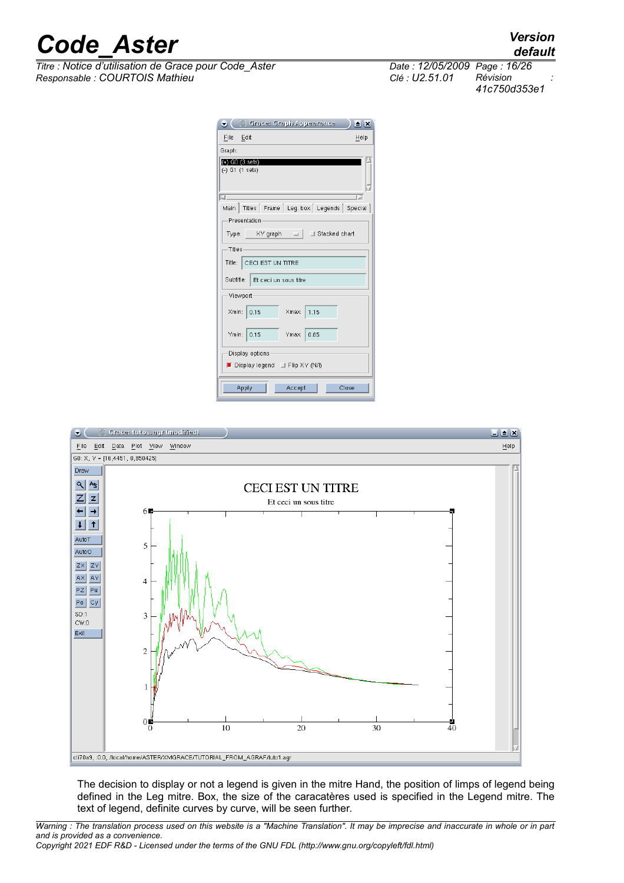The decision to display or not a legend is given in the mitre Hand, the position of limps of legend being defined in the Leg mitre. Box, the size of the caracatères used is specified in the Legend mitre. The text of legend, definite curves by curve, will be seen further.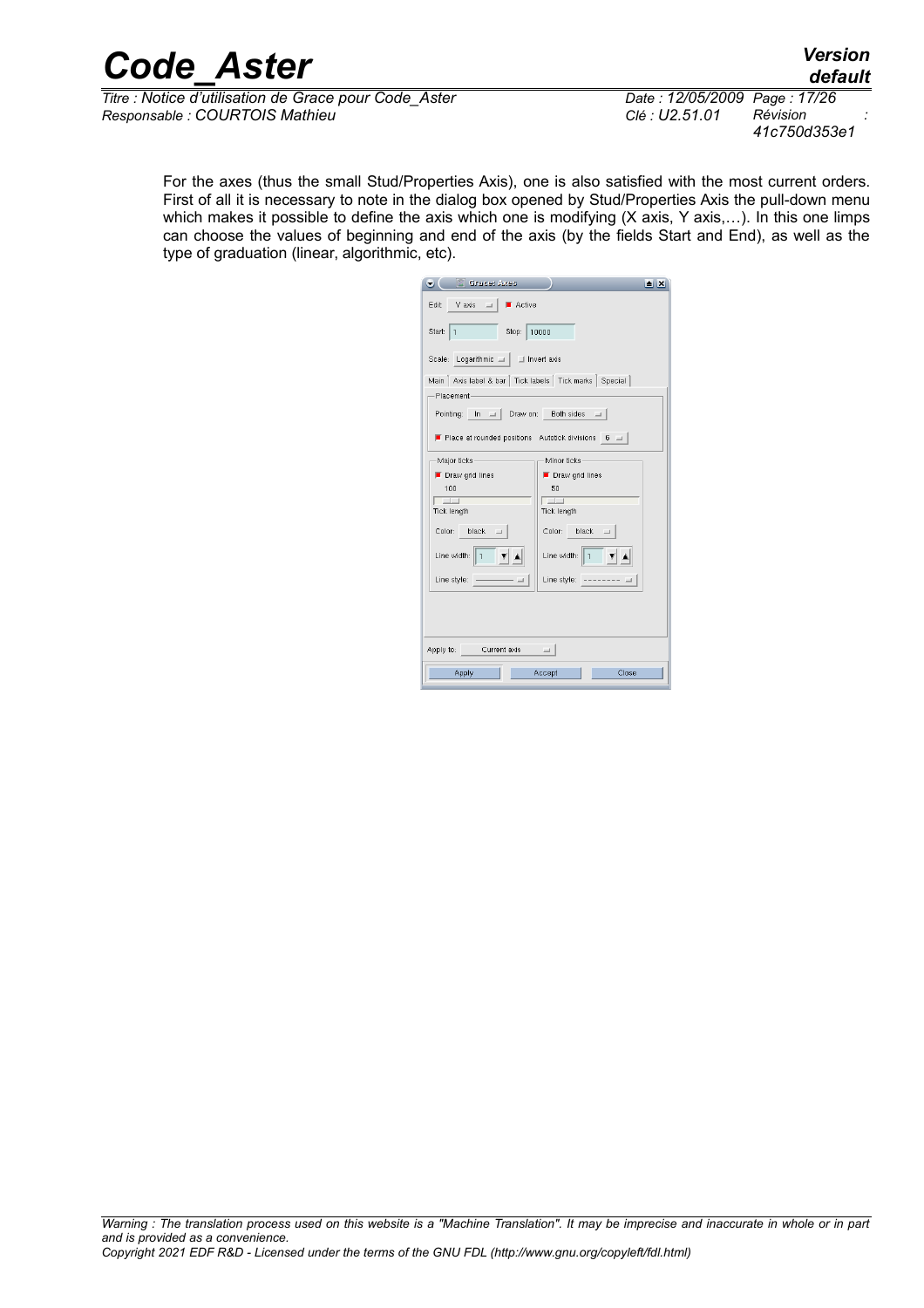For the axes (thus the small Stud/Properties Axis), one is also satisfied with the most current orders. First of all it is necessary to note in the dialog box opened by Stud/Properties Axis the pull-down menu which makes it possible to define the axis which one is modifying (X axis, Y axis,…). In this one limps can choose the values of beginning and end of the axis (by the fields Start and End), as well as the type of graduation (linear, algorithmic, etc).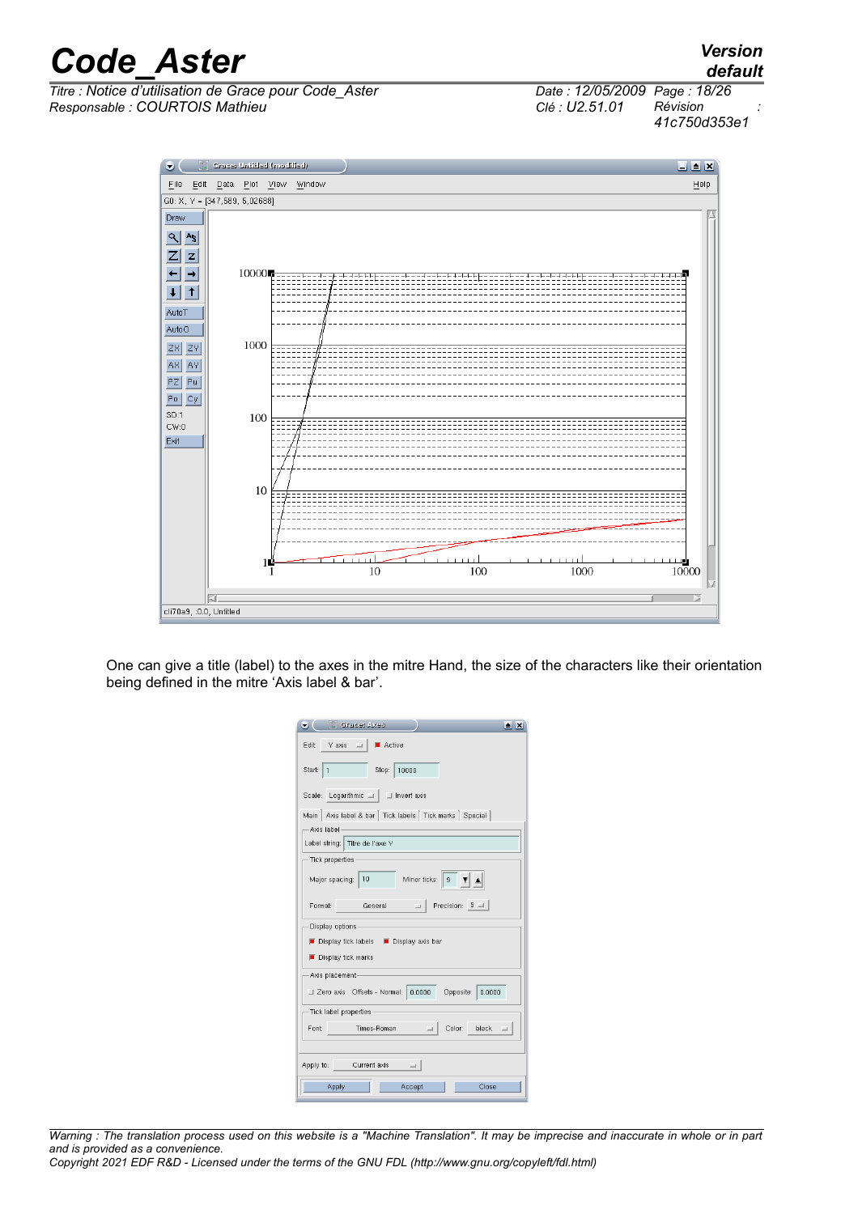One can give a title (label) to the axes in the mitre Hand, the size of the characters like their orientation being defined in the mitre 'Axis label & bar'.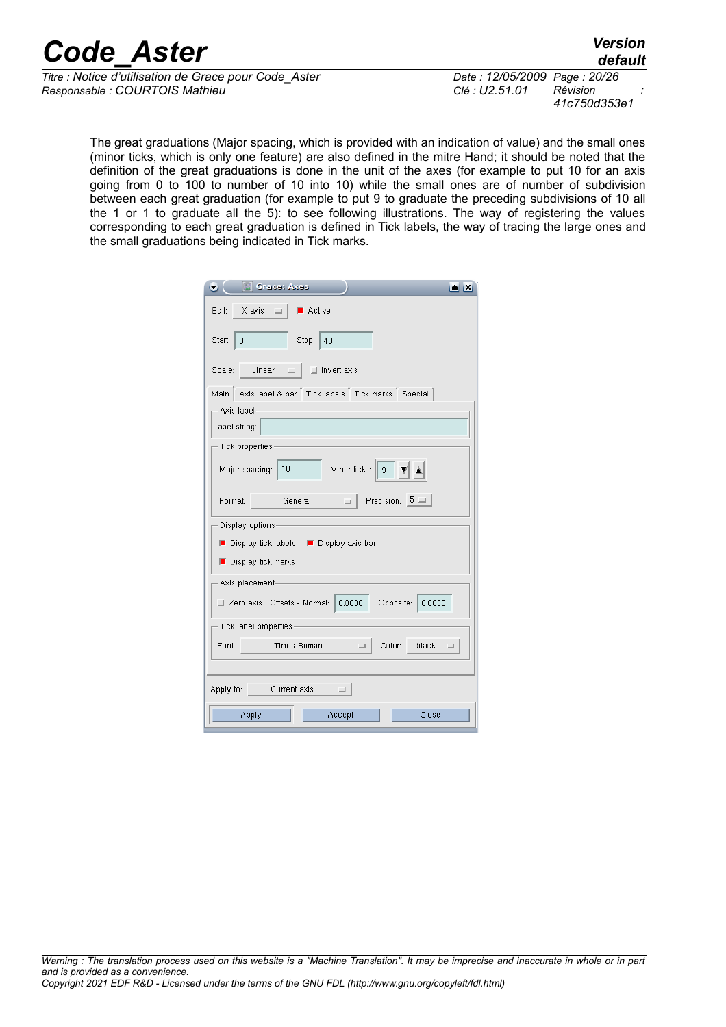The great graduations (Major spacing, which is provided with an indication of value) and the small ones (minor ticks, which is only one feature) are also defined in the mitre Hand; it should be noted that the definition of the great graduations is done in the unit of the axes (for example to put 10 for an axis going from 0 to 100 to number of 10 into 10) while the small ones are of number of subdivision between each great graduation (for example to put 9 to graduate the preceding subdivisions of 10 all the 1 or 1 to graduate all the 5): to see following illustrations. The way of registering the values corresponding to each great graduation is defined in Tick labels, the way of tracing the large ones and the small graduations being indicated in Tick marks.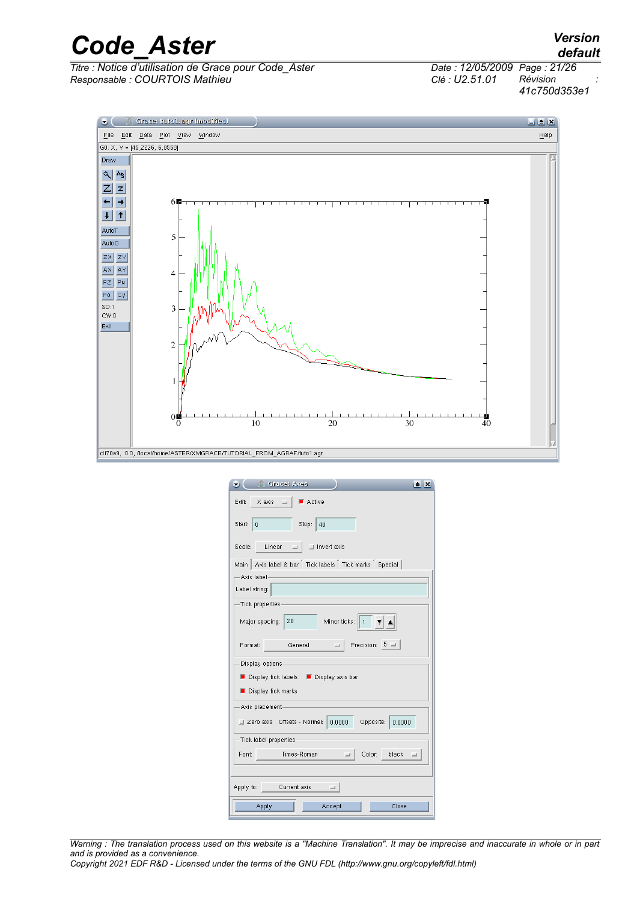Grace: tuto1.agr (modified)

File Edit Data Plot View Window Help

G0: X, Y = [45.2226, 6.8556]

Draw | AutoT | AutoO | ZX | ZY | AX | AY | PZ | Pu | Po | Cy | SD:1 | CW:0 | Exit

cli70a9, :0.0, /local/home/ASTER/XMGRACE/TUTORIAL_FROM_AGRAF/tuto1.agr

Grace: Axes

Edit: X axis | Active

Start: 0 | Stop: 40

Scale: Linear | Invert axis

Main | Axis label & bar | Tick labels | Tick marks | Special

Axis label

Label string:

Tick properties

Major spacing: 20 | Minor ticks: 1

Format: General | Precision: 5

Display options

Display tick labels | Display axis bar

Display tick marks

Axis placement

Zero axis | Offsets - Normal: 0.0000 | Opposite: 0.0000

Tick label properties

Font: Times-Roman | Color: black

Apply to: Current axis

Apply | Accept | Close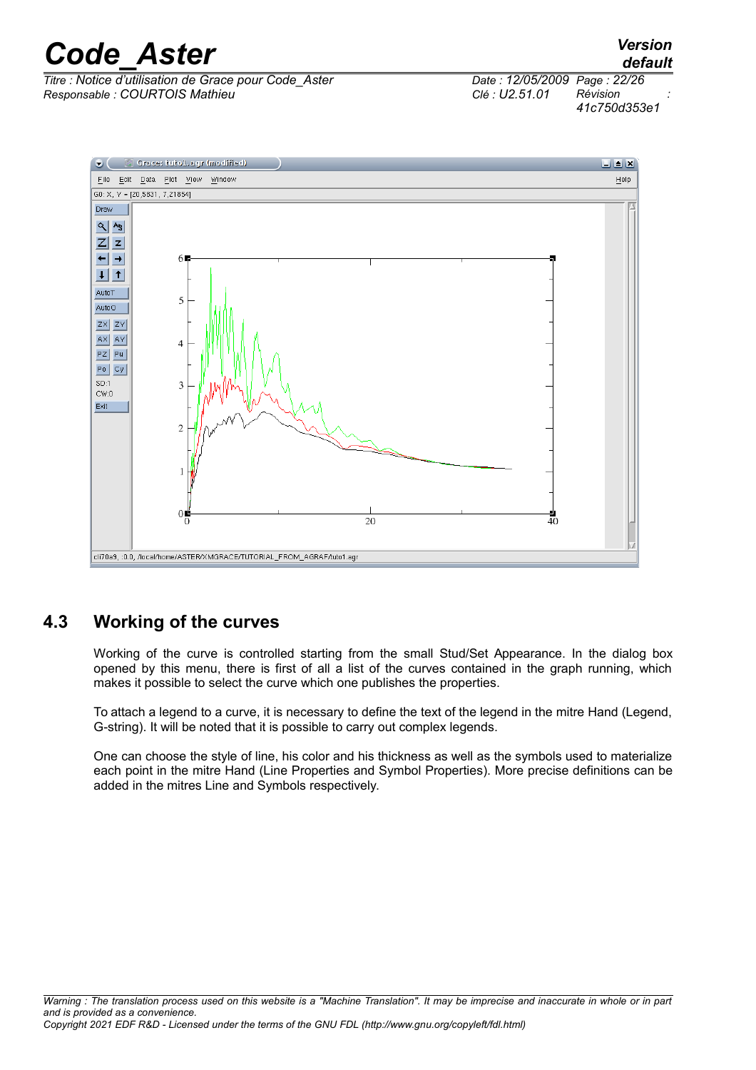## 4.3 Working of the curves

Working of the curve is controlled starting from the small Stud/Set Appearance. In the dialog box opened by this menu, there is first of all a list of the curves contained in the graph running, which makes it possible to select the curve which one publishes the properties.

To attach a legend to a curve, it is necessary to define the text of the legend in the mitre Hand (Legend, G-string). It will be noted that it is possible to carry out complex legends.

One can choose the style of line, his color and his thickness as well as the symbols used to materialize each point in the mitre Hand (Line Properties and Symbol Properties). More precise definitions can be added in the mitres Line and Symbols respectively.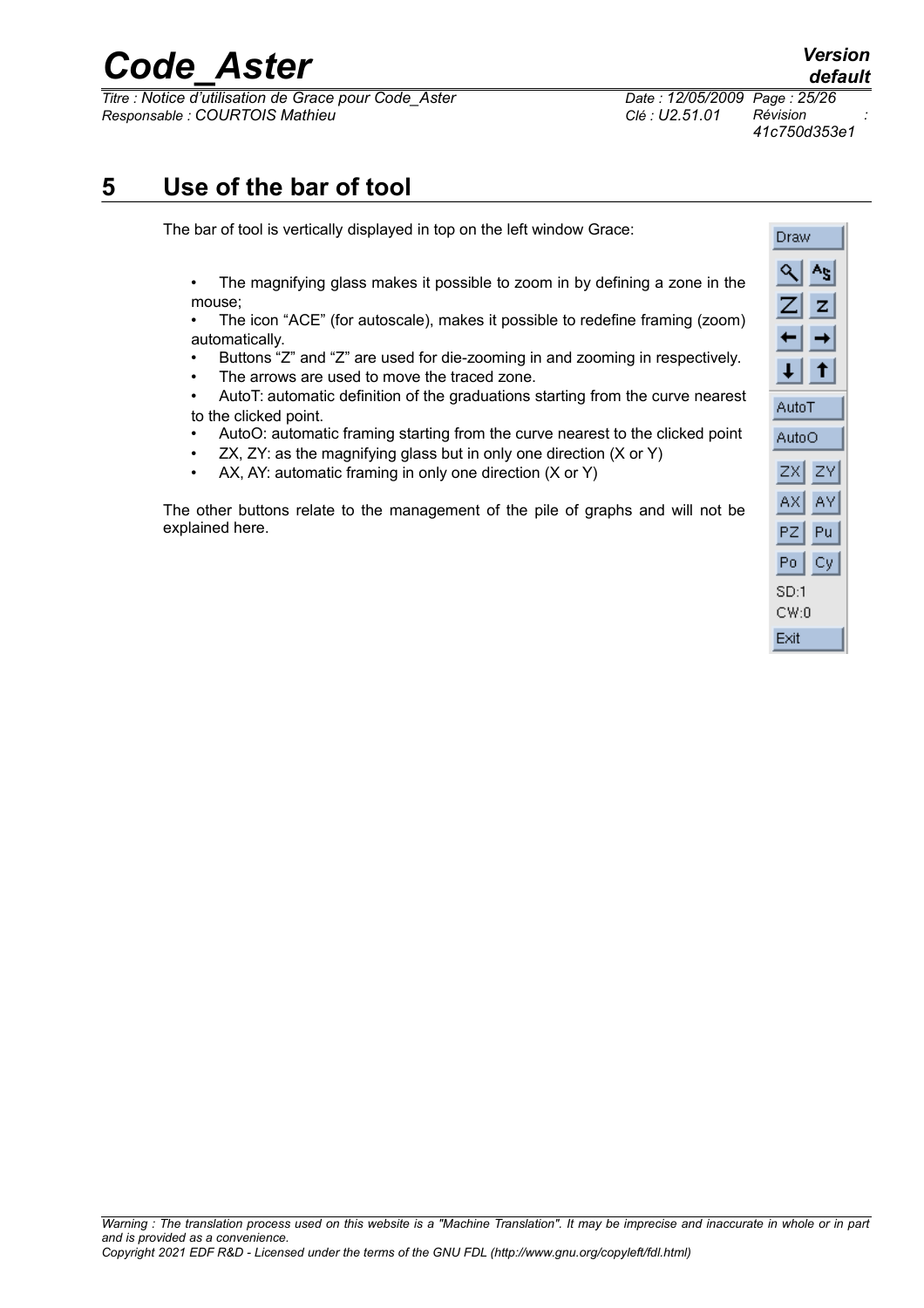# 5 Use of the bar of tool

The bar of tool is vertically displayed in top on the left window Grace:

- The magnifying glass makes it possible to zoom in by defining a zone in the mouse;
- The icon "ACE" (for autoscale), makes it possible to redefine framing (zoom) automatically.
- Buttons "Z" and "Z" are used for die-zooming in and zooming in respectively.
- The arrows are used to move the traced zone.
- AutoT: automatic definition of the graduations starting from the curve nearest to the clicked point.
- AutoO: automatic framing starting from the curve nearest to the clicked point
- ZX, ZY: as the magnifying glass but in only one direction (X or Y)
- AX, AY: automatic framing in only one direction (X or Y)

The other buttons relate to the management of the pile of graphs and will not be explained here.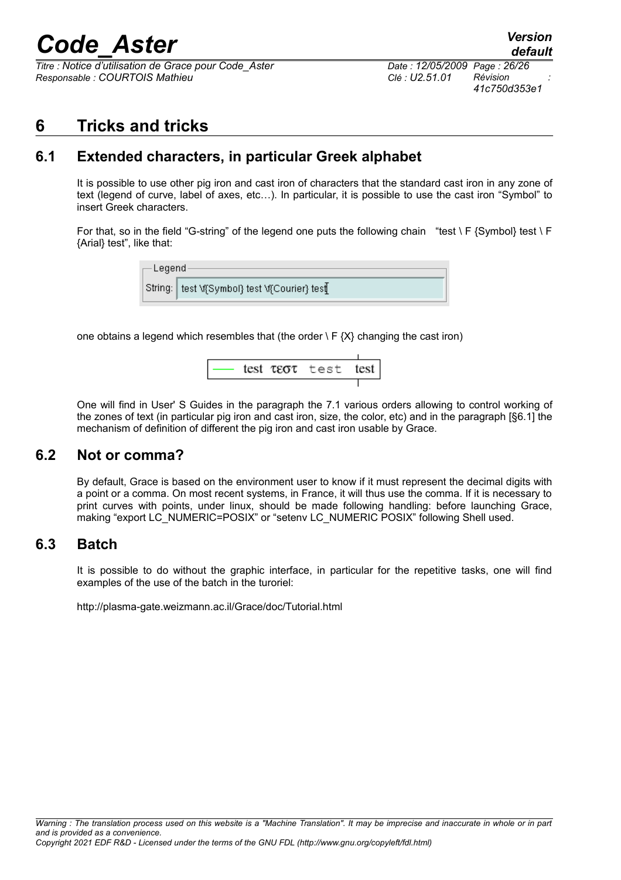# 6 Tricks and tricks

## 6.1 Extended characters, in particular Greek alphabet

It is possible to use other pig iron and cast iron of characters that the standard cast iron in any zone of text (legend of curve, label of axes, etc…). In particular, it is possible to use the cast iron "Symbol" to insert Greek characters.

For that, so in the field "G-string" of the legend one puts the following chain "test \ F {Symbol} test \ F {Arial} test", like that:

Legend
String: test \f{Symbol} test \f{Courier} test

one obtains a legend which resembles that (the order \ F {X} changing the cast iron)

test τεστ test test

One will find in User' S Guides in the paragraph the 7.1 various orders allowing to control working of the zones of text (in particular pig iron and cast iron, size, the color, etc) and in the paragraph [§6.1] the mechanism of definition of different the pig iron and cast iron usable by Grace.

## 6.2 Not or comma?

By default, Grace is based on the environment user to know if it must represent the decimal digits with a point or a comma. On most recent systems, in France, it will thus use the comma. If it is necessary to print curves with points, under linux, should be made following handling: before launching Grace, making "export LC_NUMERIC=POSIX" or "setenv LC_NUMERIC POSIX" following Shell used.

## 6.3 Batch

It is possible to do without the graphic interface, in particular for the repetitive tasks, one will find examples of the use of the batch in the turoriel:

http://plasma-gate.weizmann.ac.il/Grace/doc/Tutorial.html